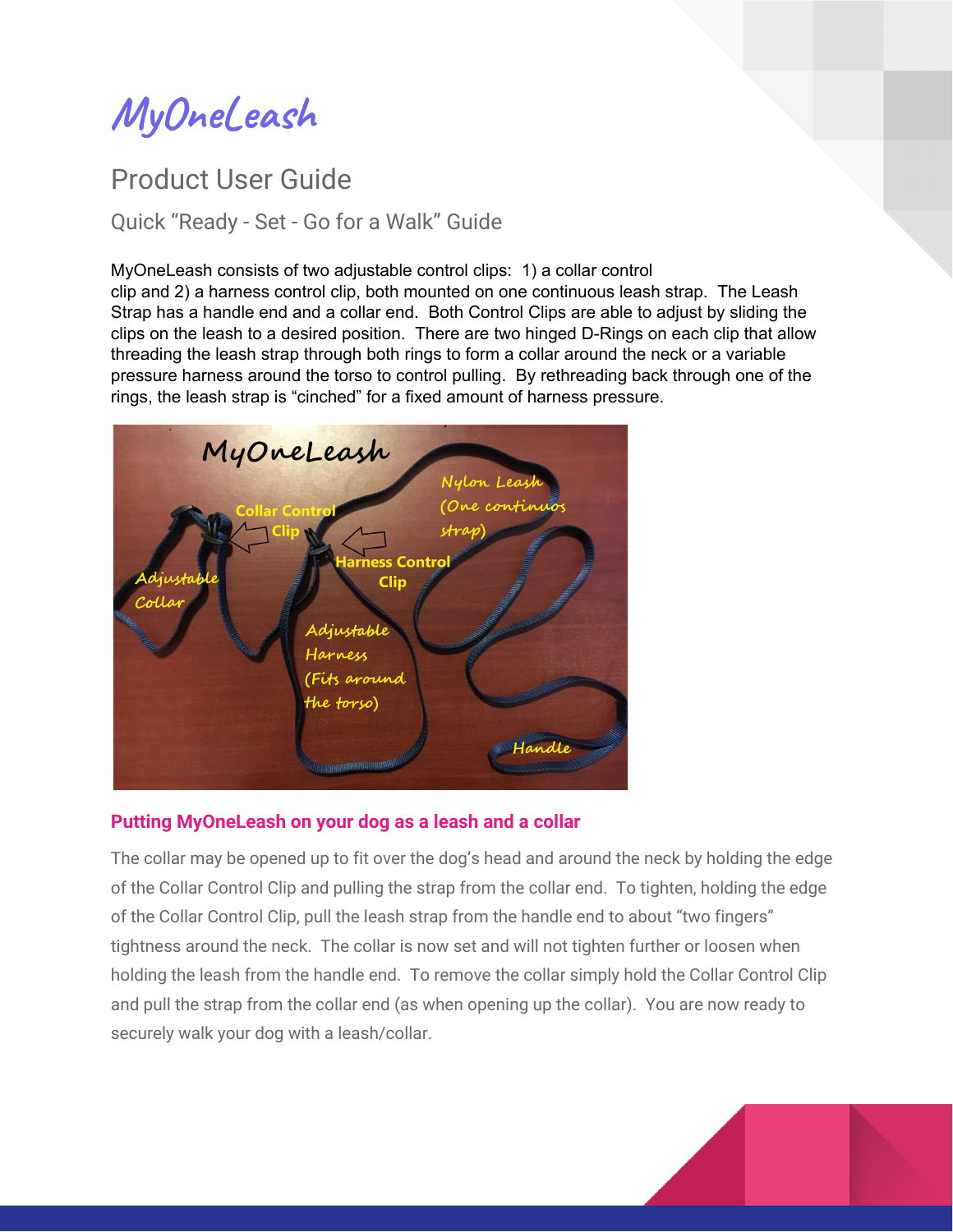# MyOneLeash

## Product User Guide

### Quick “Ready - Set - Go for a Walk” Guide

MyOneLeash consists of two adjustable control clips: 1) a collar control clip and 2) a harness control clip, both mounted on one continuous leash strap. The Leash Strap has a handle end and a collar end. Both Control Clips are able to adjust by sliding the clips on the leash to a desired position. There are two hinged D-Rings on each clip that allow threading the leash strap through both rings to form a collar around the neck or a variable pressure harness around the torso to control pulling. By rethreading back through one of the rings, the leash strap is “cinched” for a fixed amount of harness pressure.

## Putting MyOneLeash on your dog as a leash and a collar

The collar may be opened up to fit over the dog’s head and around the neck by holding the edge of the Collar Control Clip and pulling the strap from the collar end. To tighten, holding the edge of the Collar Control Clip, pull the leash strap from the handle end to about “two fingers” tightness around the neck. The collar is now set and will not tighten further or loosen when holding the leash from the handle end. To remove the collar simply hold the Collar Control Clip and pull the strap from the collar end (as when opening up the collar). You are now ready to securely walk your dog with a leash/collar.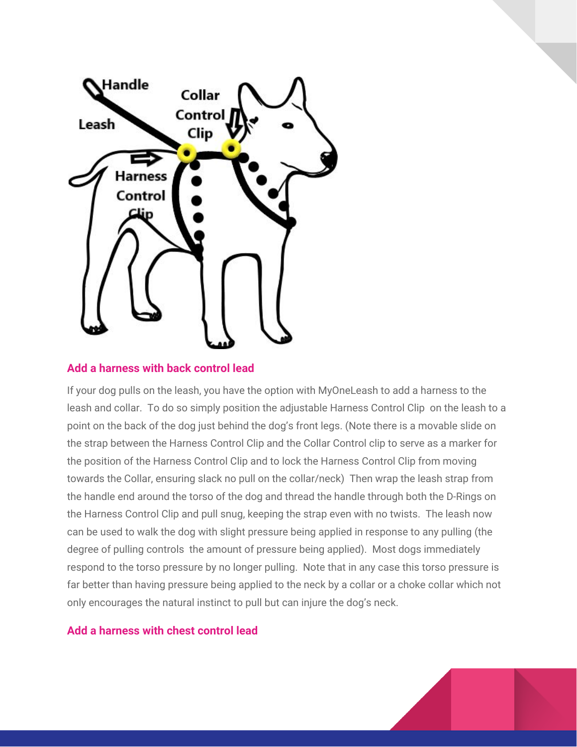Handle

Leash

Collar Control Clip

Harness Control Clip

## Add a harness with back control lead

If your dog pulls on the leash, you have the option with MyOneLeash to add a harness to the leash and collar. To do so simply position the adjustable Harness Control Clip on the leash to a point on the back of the dog just behind the dog's front legs. (Note there is a movable slide on the strap between the Harness Control Clip and the Collar Control clip to serve as a marker for the position of the Harness Control Clip and to lock the Harness Control Clip from moving towards the Collar, ensuring slack no pull on the collar/neck) Then wrap the leash strap from the handle end around the torso of the dog and thread the handle through both the D-Rings on the Harness Control Clip and pull snug, keeping the strap even with no twists. The leash now can be used to walk the dog with slight pressure being applied in response to any pulling (the degree of pulling controls the amount of pressure being applied). Most dogs immediately respond to the torso pressure by no longer pulling. Note that in any case this torso pressure is far better than having pressure being applied to the neck by a collar or a choke collar which not only encourages the natural instinct to pull but can injure the dog's neck.

## Add a harness with chest control lead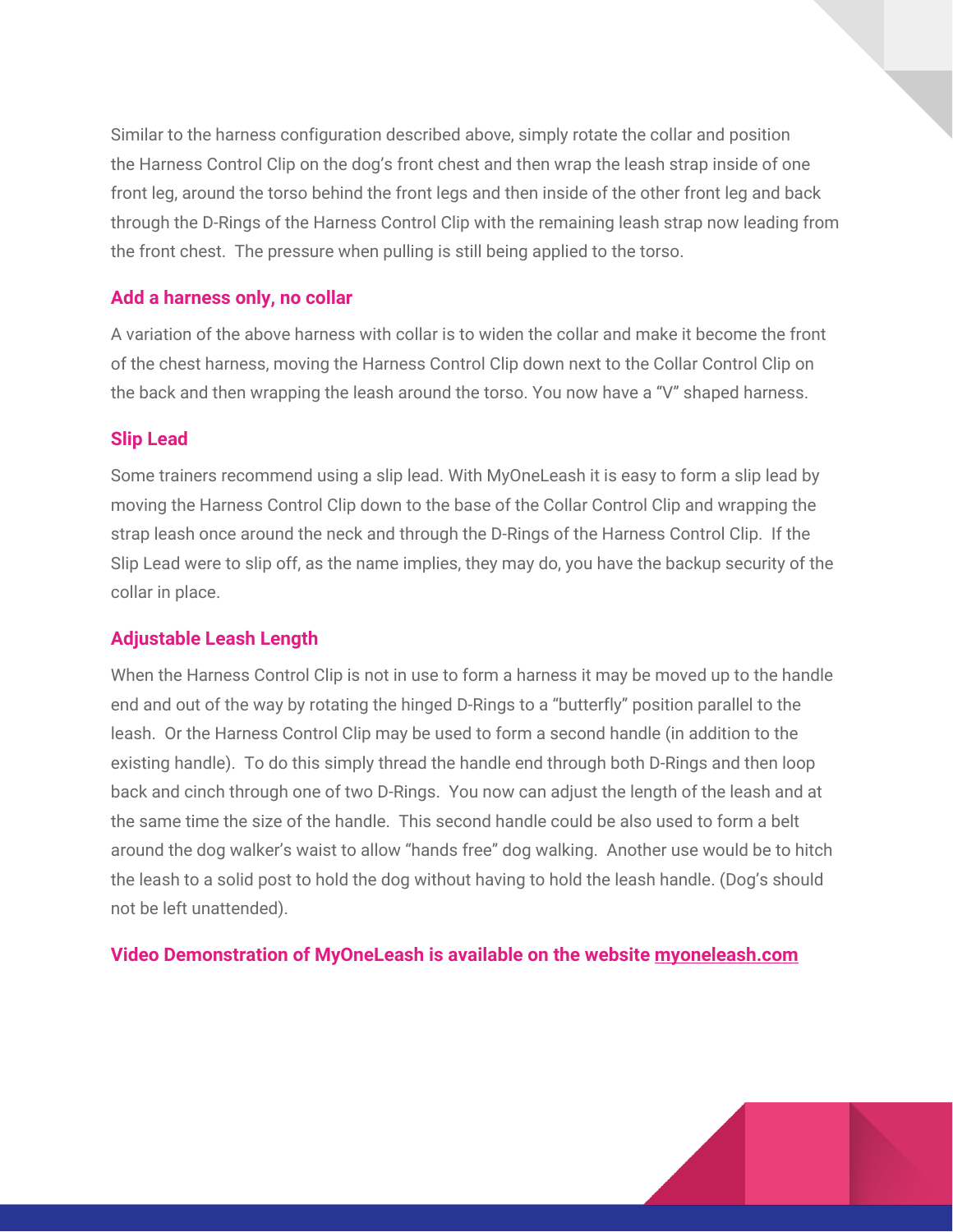Similar to the harness configuration described above, simply rotate the collar and position the Harness Control Clip on the dog's front chest and then wrap the leash strap inside of one front leg, around the torso behind the front legs and then inside of the other front leg and back through the D-Rings of the Harness Control Clip with the remaining leash strap now leading from the front chest.  The pressure when pulling is still being applied to the torso.

### Add a harness only, no collar

A variation of the above harness with collar is to widen the collar and make it become the front of the chest harness, moving the Harness Control Clip down next to the Collar Control Clip on the back and then wrapping the leash around the torso. You now have a "V" shaped harness.

### Slip Lead

Some trainers recommend using a slip lead. With MyOneLeash it is easy to form a slip lead by moving the Harness Control Clip down to the base of the Collar Control Clip and wrapping the strap leash once around the neck and through the D-Rings of the Harness Control Clip.  If the Slip Lead were to slip off, as the name implies, they may do, you have the backup security of the collar in place.

### Adjustable Leash Length

When the Harness Control Clip is not in use to form a harness it may be moved up to the handle end and out of the way by rotating the hinged D-Rings to a "butterfly" position parallel to the leash.  Or the Harness Control Clip may be used to form a second handle (in addition to the existing handle).  To do this simply thread the handle end through both D-Rings and then loop back and cinch through one of two D-Rings.  You now can adjust the length of the leash and at the same time the size of the handle.  This second handle could be also used to form a belt around the dog walker's waist to allow "hands free" dog walking.  Another use would be to hitch the leash to a solid post to hold the dog without having to hold the leash handle. (Dog's should not be left unattended).

**Video Demonstration of MyOneLeash is available on the website [myoneleash.com](myoneleash.com)**